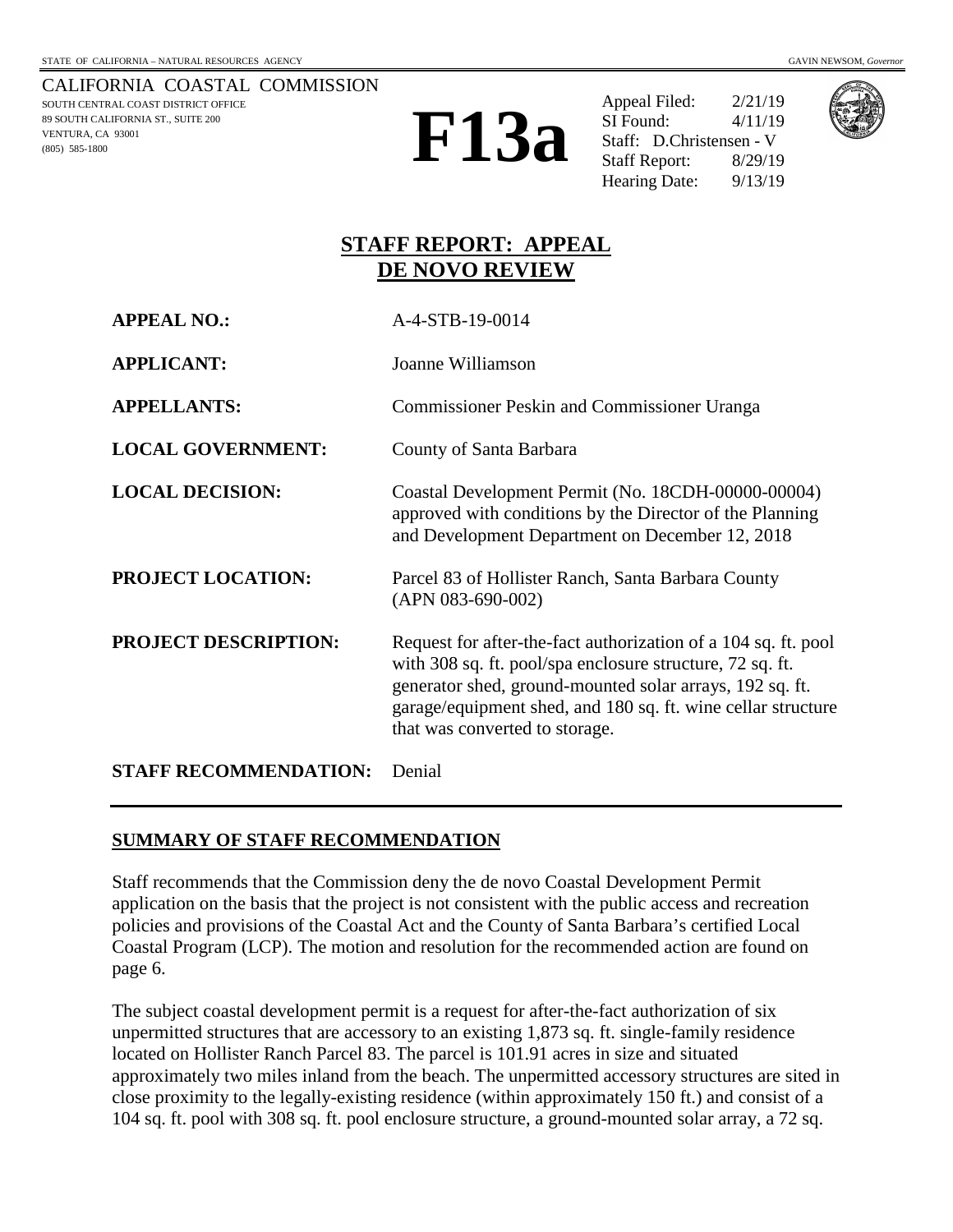STATE OF CALIFORNIA – NATURAL RESOURCES AGENCY GAVIN NEWSOM, *Governor*

CALIFORNIA COASTAL COMMISSION
SOUTH CENTRAL COAST DISTRICT OFFICE
89 SOUTH CALIFORNIA ST., SUITE 200
VENTURA, CA 93001
(805) 585-1800

# F13a

Appeal Filed: 2/21/19
SI Found: 4/11/19
Staff: D.Christensen - V
Staff Report: 8/29/19
Hearing Date: 9/13/19

## STAFF REPORT: APPEAL
## DE NOVO REVIEW

| | |
|---|---|
| **APPEAL NO.:** | A-4-STB-19-0014 |
| **APPLICANT:** | Joanne Williamson |
| **APPELLANTS:** | Commissioner Peskin and Commissioner Uranga |
| **LOCAL GOVERNMENT:** | County of Santa Barbara |
| **LOCAL DECISION:** | Coastal Development Permit (No. 18CDH-00000-00004) approved with conditions by the Director of the Planning and Development Department on December 12, 2018 |
| **PROJECT LOCATION:** | Parcel 83 of Hollister Ranch, Santa Barbara County (APN 083-690-002) |
| **PROJECT DESCRIPTION:** | Request for after-the-fact authorization of a 104 sq. ft. pool with 308 sq. ft. pool/spa enclosure structure, 72 sq. ft. generator shed, ground-mounted solar arrays, 192 sq. ft. garage/equipment shed, and 180 sq. ft. wine cellar structure that was converted to storage. |
| **STAFF RECOMMENDATION:** | Denial |

### SUMMARY OF STAFF RECOMMENDATION

Staff recommends that the Commission deny the de novo Coastal Development Permit application on the basis that the project is not consistent with the public access and recreation policies and provisions of the Coastal Act and the County of Santa Barbara's certified Local Coastal Program (LCP). The motion and resolution for the recommended action are found on page 6.

The subject coastal development permit is a request for after-the-fact authorization of six unpermitted structures that are accessory to an existing 1,873 sq. ft. single-family residence located on Hollister Ranch Parcel 83. The parcel is 101.91 acres in size and situated approximately two miles inland from the beach. The unpermitted accessory structures are sited in close proximity to the legally-existing residence (within approximately 150 ft.) and consist of a 104 sq. ft. pool with 308 sq. ft. pool enclosure structure, a ground-mounted solar array, a 72 sq.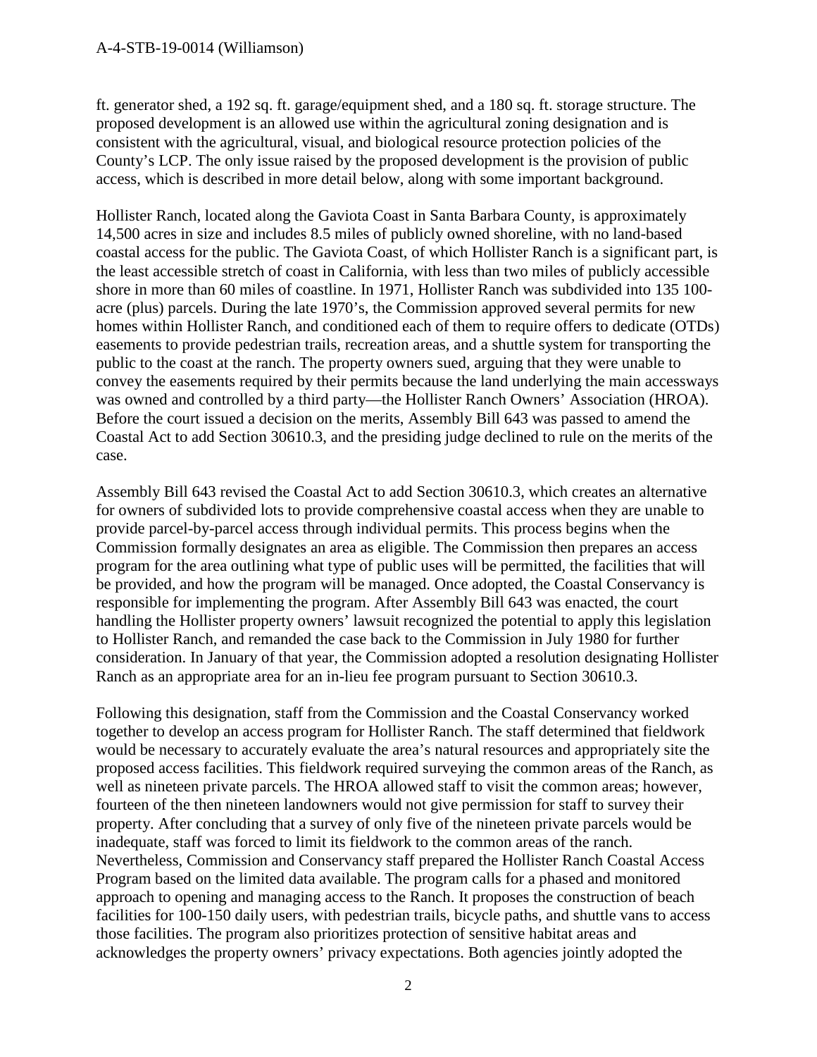ft. generator shed, a 192 sq. ft. garage/equipment shed, and a 180 sq. ft. storage structure. The proposed development is an allowed use within the agricultural zoning designation and is consistent with the agricultural, visual, and biological resource protection policies of the County's LCP. The only issue raised by the proposed development is the provision of public access, which is described in more detail below, along with some important background.

Hollister Ranch, located along the Gaviota Coast in Santa Barbara County, is approximately 14,500 acres in size and includes 8.5 miles of publicly owned shoreline, with no land-based coastal access for the public. The Gaviota Coast, of which Hollister Ranch is a significant part, is the least accessible stretch of coast in California, with less than two miles of publicly accessible shore in more than 60 miles of coastline. In 1971, Hollister Ranch was subdivided into 135 100-acre (plus) parcels. During the late 1970's, the Commission approved several permits for new homes within Hollister Ranch, and conditioned each of them to require offers to dedicate (OTDs) easements to provide pedestrian trails, recreation areas, and a shuttle system for transporting the public to the coast at the ranch. The property owners sued, arguing that they were unable to convey the easements required by their permits because the land underlying the main accessways was owned and controlled by a third party—the Hollister Ranch Owners' Association (HROA). Before the court issued a decision on the merits, Assembly Bill 643 was passed to amend the Coastal Act to add Section 30610.3, and the presiding judge declined to rule on the merits of the case.

Assembly Bill 643 revised the Coastal Act to add Section 30610.3, which creates an alternative for owners of subdivided lots to provide comprehensive coastal access when they are unable to provide parcel-by-parcel access through individual permits. This process begins when the Commission formally designates an area as eligible. The Commission then prepares an access program for the area outlining what type of public uses will be permitted, the facilities that will be provided, and how the program will be managed. Once adopted, the Coastal Conservancy is responsible for implementing the program. After Assembly Bill 643 was enacted, the court handling the Hollister property owners' lawsuit recognized the potential to apply this legislation to Hollister Ranch, and remanded the case back to the Commission in July 1980 for further consideration. In January of that year, the Commission adopted a resolution designating Hollister Ranch as an appropriate area for an in-lieu fee program pursuant to Section 30610.3.

Following this designation, staff from the Commission and the Coastal Conservancy worked together to develop an access program for Hollister Ranch. The staff determined that fieldwork would be necessary to accurately evaluate the area's natural resources and appropriately site the proposed access facilities. This fieldwork required surveying the common areas of the Ranch, as well as nineteen private parcels. The HROA allowed staff to visit the common areas; however, fourteen of the then nineteen landowners would not give permission for staff to survey their property. After concluding that a survey of only five of the nineteen private parcels would be inadequate, staff was forced to limit its fieldwork to the common areas of the ranch. Nevertheless, Commission and Conservancy staff prepared the Hollister Ranch Coastal Access Program based on the limited data available. The program calls for a phased and monitored approach to opening and managing access to the Ranch. It proposes the construction of beach facilities for 100-150 daily users, with pedestrian trails, bicycle paths, and shuttle vans to access those facilities. The program also prioritizes protection of sensitive habitat areas and acknowledges the property owners' privacy expectations. Both agencies jointly adopted the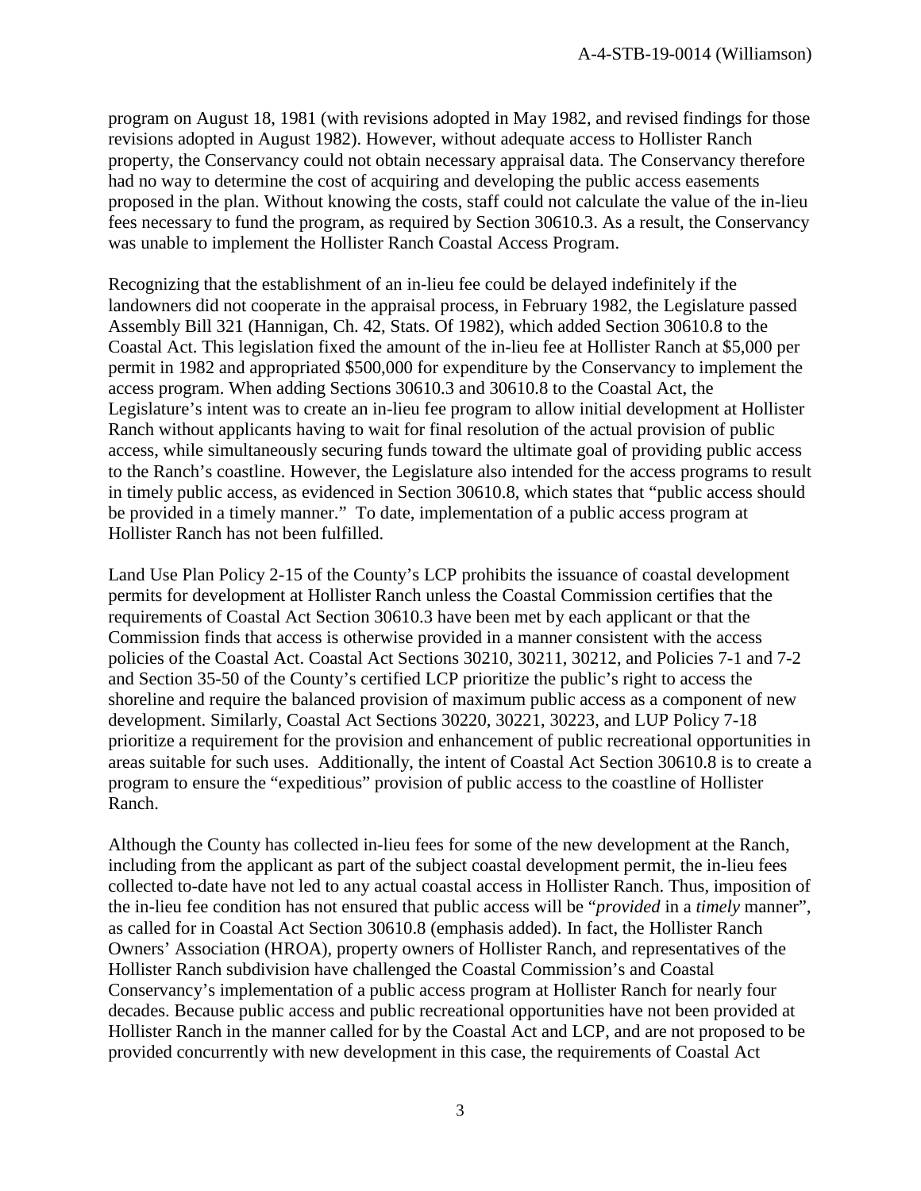program on August 18, 1981 (with revisions adopted in May 1982, and revised findings for those revisions adopted in August 1982). However, without adequate access to Hollister Ranch property, the Conservancy could not obtain necessary appraisal data. The Conservancy therefore had no way to determine the cost of acquiring and developing the public access easements proposed in the plan. Without knowing the costs, staff could not calculate the value of the in-lieu fees necessary to fund the program, as required by Section 30610.3. As a result, the Conservancy was unable to implement the Hollister Ranch Coastal Access Program.

Recognizing that the establishment of an in-lieu fee could be delayed indefinitely if the landowners did not cooperate in the appraisal process, in February 1982, the Legislature passed Assembly Bill 321 (Hannigan, Ch. 42, Stats. Of 1982), which added Section 30610.8 to the Coastal Act. This legislation fixed the amount of the in-lieu fee at Hollister Ranch at $5,000 per permit in 1982 and appropriated $500,000 for expenditure by the Conservancy to implement the access program. When adding Sections 30610.3 and 30610.8 to the Coastal Act, the Legislature's intent was to create an in-lieu fee program to allow initial development at Hollister Ranch without applicants having to wait for final resolution of the actual provision of public access, while simultaneously securing funds toward the ultimate goal of providing public access to the Ranch's coastline. However, the Legislature also intended for the access programs to result in timely public access, as evidenced in Section 30610.8, which states that "public access should be provided in a timely manner." To date, implementation of a public access program at Hollister Ranch has not been fulfilled.

Land Use Plan Policy 2-15 of the County's LCP prohibits the issuance of coastal development permits for development at Hollister Ranch unless the Coastal Commission certifies that the requirements of Coastal Act Section 30610.3 have been met by each applicant or that the Commission finds that access is otherwise provided in a manner consistent with the access policies of the Coastal Act. Coastal Act Sections 30210, 30211, 30212, and Policies 7-1 and 7-2 and Section 35-50 of the County's certified LCP prioritize the public's right to access the shoreline and require the balanced provision of maximum public access as a component of new development. Similarly, Coastal Act Sections 30220, 30221, 30223, and LUP Policy 7-18 prioritize a requirement for the provision and enhancement of public recreational opportunities in areas suitable for such uses. Additionally, the intent of Coastal Act Section 30610.8 is to create a program to ensure the "expeditious" provision of public access to the coastline of Hollister Ranch.

Although the County has collected in-lieu fees for some of the new development at the Ranch, including from the applicant as part of the subject coastal development permit, the in-lieu fees collected to-date have not led to any actual coastal access in Hollister Ranch. Thus, imposition of the in-lieu fee condition has not ensured that public access will be "*provided* in a *timely* manner", as called for in Coastal Act Section 30610.8 (emphasis added). In fact, the Hollister Ranch Owners' Association (HROA), property owners of Hollister Ranch, and representatives of the Hollister Ranch subdivision have challenged the Coastal Commission's and Coastal Conservancy's implementation of a public access program at Hollister Ranch for nearly four decades. Because public access and public recreational opportunities have not been provided at Hollister Ranch in the manner called for by the Coastal Act and LCP, and are not proposed to be provided concurrently with new development in this case, the requirements of Coastal Act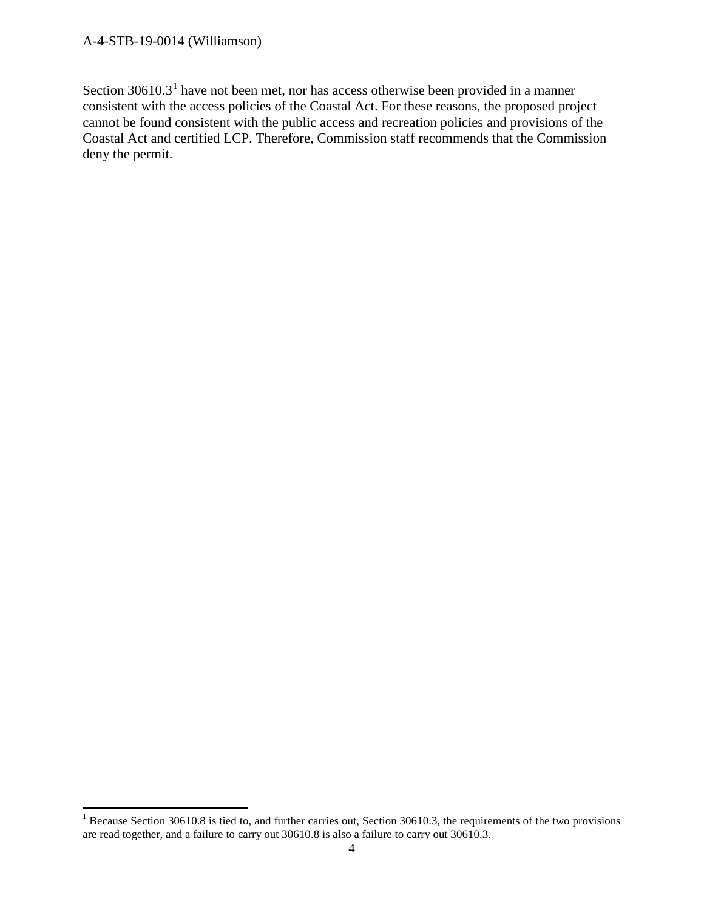Section 30610.3[1] have not been met, nor has access otherwise been provided in a manner consistent with the access policies of the Coastal Act. For these reasons, the proposed project cannot be found consistent with the public access and recreation policies and provisions of the Coastal Act and certified LCP. Therefore, Commission staff recommends that the Commission deny the permit.

[1] Because Section 30610.8 is tied to, and further carries out, Section 30610.3, the requirements of the two provisions are read together, and a failure to carry out 30610.8 is also a failure to carry out 30610.3.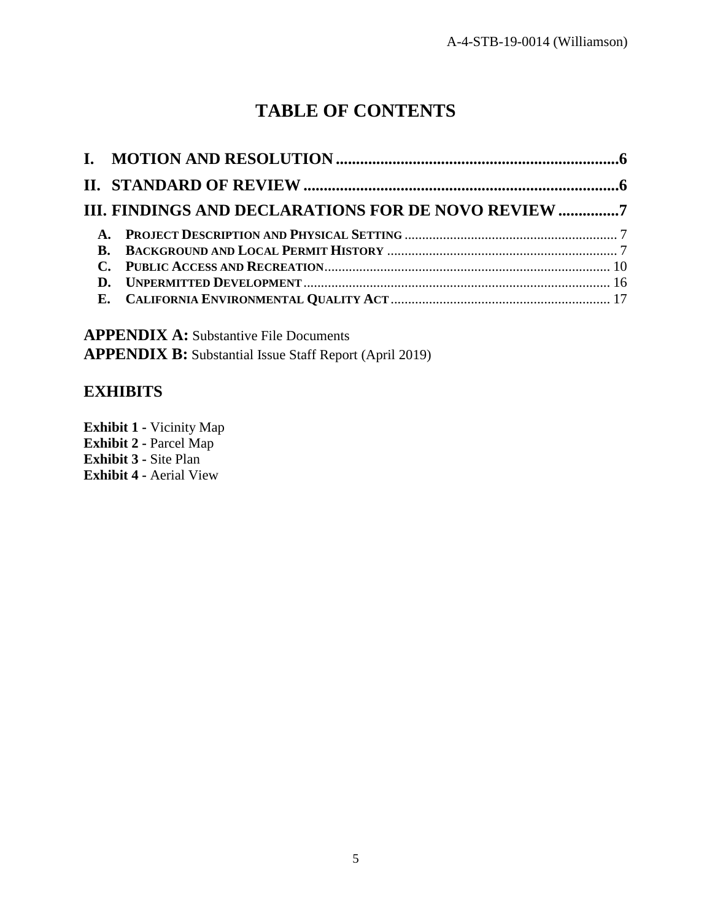# TABLE OF CONTENTS

**I. MOTION AND RESOLUTION** ..................................................................6

**II. STANDARD OF REVIEW** ..................................................................6

**III. FINDINGS AND DECLARATIONS FOR DE NOVO REVIEW** ..............7

- **A. PROJECT DESCRIPTION AND PHYSICAL SETTING** .................................... 7
- **B. BACKGROUND AND LOCAL PERMIT HISTORY** ........................................ 7
- **C. PUBLIC ACCESS AND RECREATION** ..................................................... 10
- **D. UNPERMITTED DEVELOPMENT** ............................................................ 16
- **E. CALIFORNIA ENVIRONMENTAL QUALITY ACT** ....................................... 17

**APPENDIX A:** Substantive File Documents
**APPENDIX B:** Substantial Issue Staff Report (April 2019)

## EXHIBITS

**Exhibit 1 -** Vicinity Map
**Exhibit 2 -** Parcel Map
**Exhibit 3 -** Site Plan
**Exhibit 4 -** Aerial View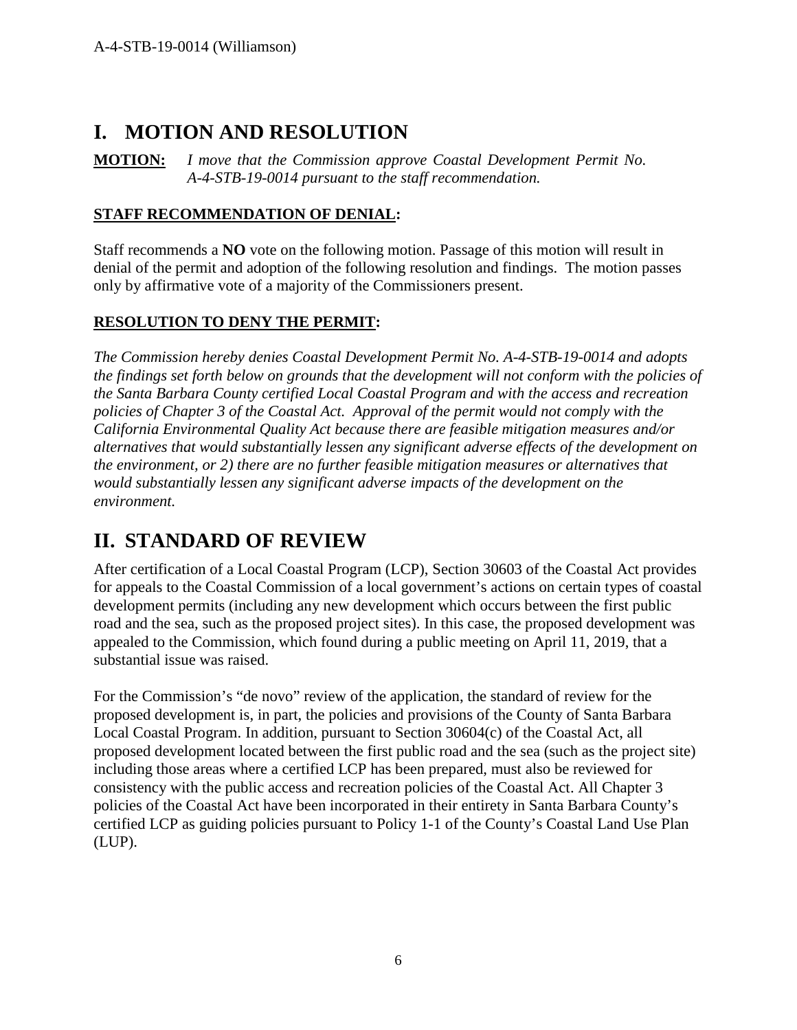# I. MOTION AND RESOLUTION

**MOTION:** *I move that the Commission approve Coastal Development Permit No. A-4-STB-19-0014 pursuant to the staff recommendation.*

**STAFF RECOMMENDATION OF DENIAL:**

Staff recommends a **NO** vote on the following motion. Passage of this motion will result in denial of the permit and adoption of the following resolution and findings. The motion passes only by affirmative vote of a majority of the Commissioners present.

**RESOLUTION TO DENY THE PERMIT:**

*The Commission hereby denies Coastal Development Permit No. A-4-STB-19-0014 and adopts the findings set forth below on grounds that the development will not conform with the policies of the Santa Barbara County certified Local Coastal Program and with the access and recreation policies of Chapter 3 of the Coastal Act. Approval of the permit would not comply with the California Environmental Quality Act because there are feasible mitigation measures and/or alternatives that would substantially lessen any significant adverse effects of the development on the environment, or 2) there are no further feasible mitigation measures or alternatives that would substantially lessen any significant adverse impacts of the development on the environment.*

# II. STANDARD OF REVIEW

After certification of a Local Coastal Program (LCP), Section 30603 of the Coastal Act provides for appeals to the Coastal Commission of a local government's actions on certain types of coastal development permits (including any new development which occurs between the first public road and the sea, such as the proposed project sites). In this case, the proposed development was appealed to the Commission, which found during a public meeting on April 11, 2019, that a substantial issue was raised.

For the Commission's "de novo" review of the application, the standard of review for the proposed development is, in part, the policies and provisions of the County of Santa Barbara Local Coastal Program. In addition, pursuant to Section 30604(c) of the Coastal Act, all proposed development located between the first public road and the sea (such as the project site) including those areas where a certified LCP has been prepared, must also be reviewed for consistency with the public access and recreation policies of the Coastal Act. All Chapter 3 policies of the Coastal Act have been incorporated in their entirety in Santa Barbara County's certified LCP as guiding policies pursuant to Policy 1-1 of the County's Coastal Land Use Plan (LUP).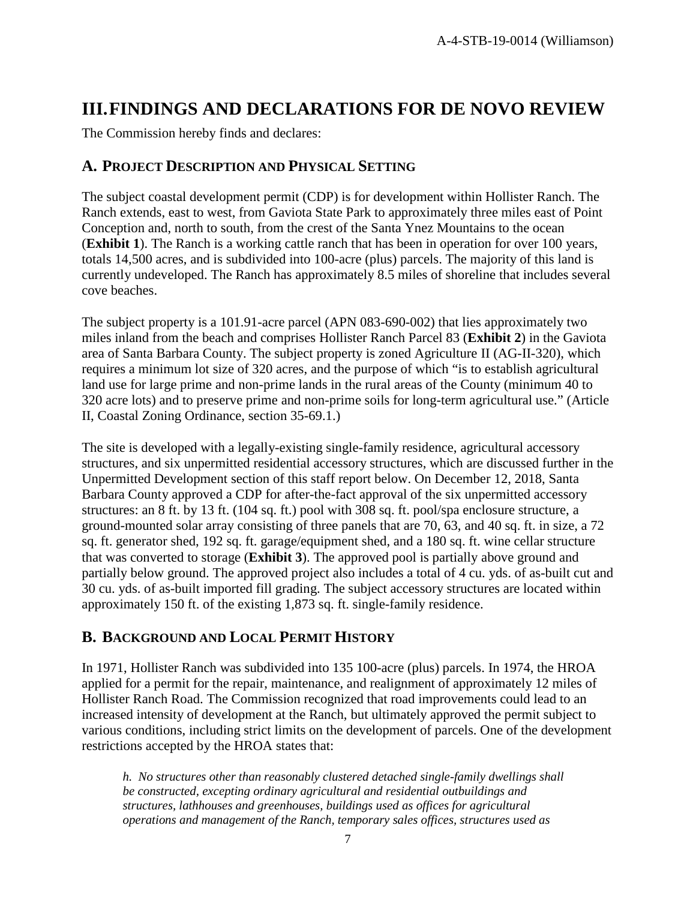# III. FINDINGS AND DECLARATIONS FOR DE NOVO REVIEW

The Commission hereby finds and declares:

## A. PROJECT DESCRIPTION AND PHYSICAL SETTING

The subject coastal development permit (CDP) is for development within Hollister Ranch. The Ranch extends, east to west, from Gaviota State Park to approximately three miles east of Point Conception and, north to south, from the crest of the Santa Ynez Mountains to the ocean (**Exhibit 1**). The Ranch is a working cattle ranch that has been in operation for over 100 years, totals 14,500 acres, and is subdivided into 100-acre (plus) parcels. The majority of this land is currently undeveloped. The Ranch has approximately 8.5 miles of shoreline that includes several cove beaches.

The subject property is a 101.91-acre parcel (APN 083-690-002) that lies approximately two miles inland from the beach and comprises Hollister Ranch Parcel 83 (**Exhibit 2**) in the Gaviota area of Santa Barbara County. The subject property is zoned Agriculture II (AG-II-320), which requires a minimum lot size of 320 acres, and the purpose of which "is to establish agricultural land use for large prime and non-prime lands in the rural areas of the County (minimum 40 to 320 acre lots) and to preserve prime and non-prime soils for long-term agricultural use." (Article II, Coastal Zoning Ordinance, section 35-69.1.)

The site is developed with a legally-existing single-family residence, agricultural accessory structures, and six unpermitted residential accessory structures, which are discussed further in the Unpermitted Development section of this staff report below. On December 12, 2018, Santa Barbara County approved a CDP for after-the-fact approval of the six unpermitted accessory structures: an 8 ft. by 13 ft. (104 sq. ft.) pool with 308 sq. ft. pool/spa enclosure structure, a ground-mounted solar array consisting of three panels that are 70, 63, and 40 sq. ft. in size, a 72 sq. ft. generator shed, 192 sq. ft. garage/equipment shed, and a 180 sq. ft. wine cellar structure that was converted to storage (**Exhibit 3**). The approved pool is partially above ground and partially below ground. The approved project also includes a total of 4 cu. yds. of as-built cut and 30 cu. yds. of as-built imported fill grading. The subject accessory structures are located within approximately 150 ft. of the existing 1,873 sq. ft. single-family residence.

## B. BACKGROUND AND LOCAL PERMIT HISTORY

In 1971, Hollister Ranch was subdivided into 135 100-acre (plus) parcels. In 1974, the HROA applied for a permit for the repair, maintenance, and realignment of approximately 12 miles of Hollister Ranch Road. The Commission recognized that road improvements could lead to an increased intensity of development at the Ranch, but ultimately approved the permit subject to various conditions, including strict limits on the development of parcels. One of the development restrictions accepted by the HROA states that:

> *h. No structures other than reasonably clustered detached single-family dwellings shall be constructed, excepting ordinary agricultural and residential outbuildings and structures, lathhouses and greenhouses, buildings used as offices for agricultural operations and management of the Ranch, temporary sales offices, structures used as*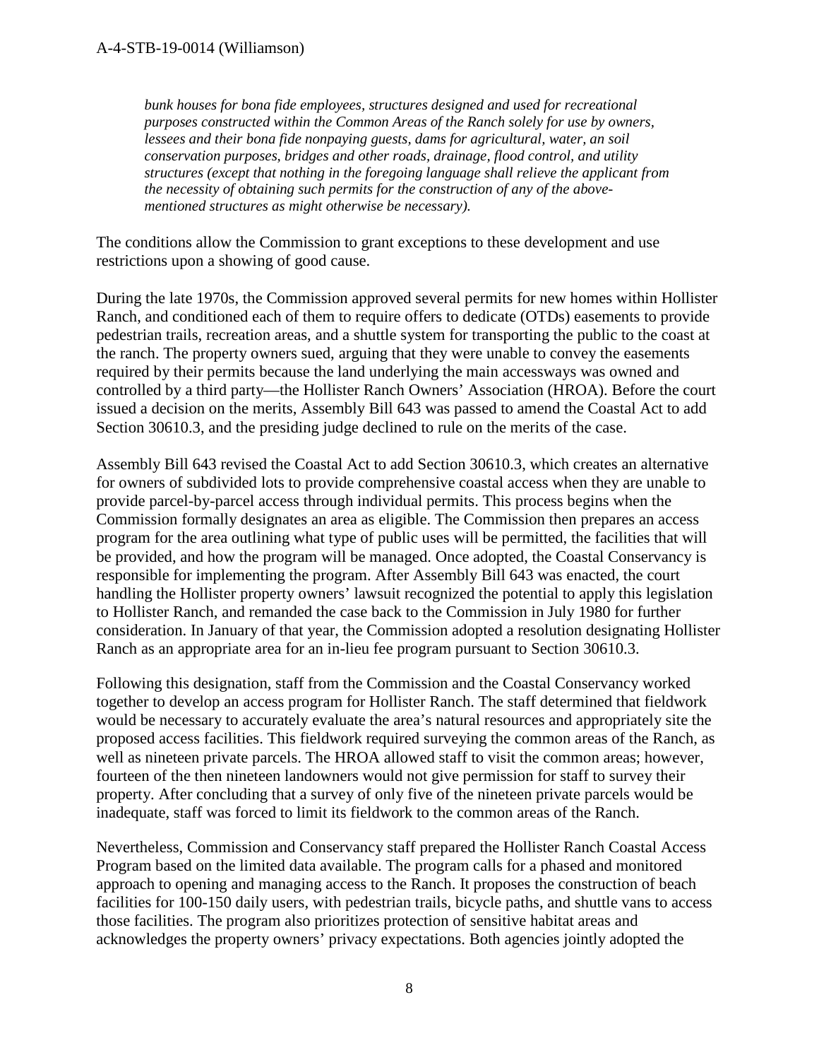*bunk houses for bona fide employees, structures designed and used for recreational purposes constructed within the Common Areas of the Ranch solely for use by owners, lessees and their bona fide nonpaying guests, dams for agricultural, water, an soil conservation purposes, bridges and other roads, drainage, flood control, and utility structures (except that nothing in the foregoing language shall relieve the applicant from the necessity of obtaining such permits for the construction of any of the above-mentioned structures as might otherwise be necessary).*

The conditions allow the Commission to grant exceptions to these development and use restrictions upon a showing of good cause.

During the late 1970s, the Commission approved several permits for new homes within Hollister Ranch, and conditioned each of them to require offers to dedicate (OTDs) easements to provide pedestrian trails, recreation areas, and a shuttle system for transporting the public to the coast at the ranch. The property owners sued, arguing that they were unable to convey the easements required by their permits because the land underlying the main accessways was owned and controlled by a third party—the Hollister Ranch Owners' Association (HROA). Before the court issued a decision on the merits, Assembly Bill 643 was passed to amend the Coastal Act to add Section 30610.3, and the presiding judge declined to rule on the merits of the case.

Assembly Bill 643 revised the Coastal Act to add Section 30610.3, which creates an alternative for owners of subdivided lots to provide comprehensive coastal access when they are unable to provide parcel-by-parcel access through individual permits. This process begins when the Commission formally designates an area as eligible. The Commission then prepares an access program for the area outlining what type of public uses will be permitted, the facilities that will be provided, and how the program will be managed. Once adopted, the Coastal Conservancy is responsible for implementing the program. After Assembly Bill 643 was enacted, the court handling the Hollister property owners' lawsuit recognized the potential to apply this legislation to Hollister Ranch, and remanded the case back to the Commission in July 1980 for further consideration. In January of that year, the Commission adopted a resolution designating Hollister Ranch as an appropriate area for an in-lieu fee program pursuant to Section 30610.3.

Following this designation, staff from the Commission and the Coastal Conservancy worked together to develop an access program for Hollister Ranch. The staff determined that fieldwork would be necessary to accurately evaluate the area's natural resources and appropriately site the proposed access facilities. This fieldwork required surveying the common areas of the Ranch, as well as nineteen private parcels. The HROA allowed staff to visit the common areas; however, fourteen of the then nineteen landowners would not give permission for staff to survey their property. After concluding that a survey of only five of the nineteen private parcels would be inadequate, staff was forced to limit its fieldwork to the common areas of the Ranch.

Nevertheless, Commission and Conservancy staff prepared the Hollister Ranch Coastal Access Program based on the limited data available. The program calls for a phased and monitored approach to opening and managing access to the Ranch. It proposes the construction of beach facilities for 100-150 daily users, with pedestrian trails, bicycle paths, and shuttle vans to access those facilities. The program also prioritizes protection of sensitive habitat areas and acknowledges the property owners' privacy expectations. Both agencies jointly adopted the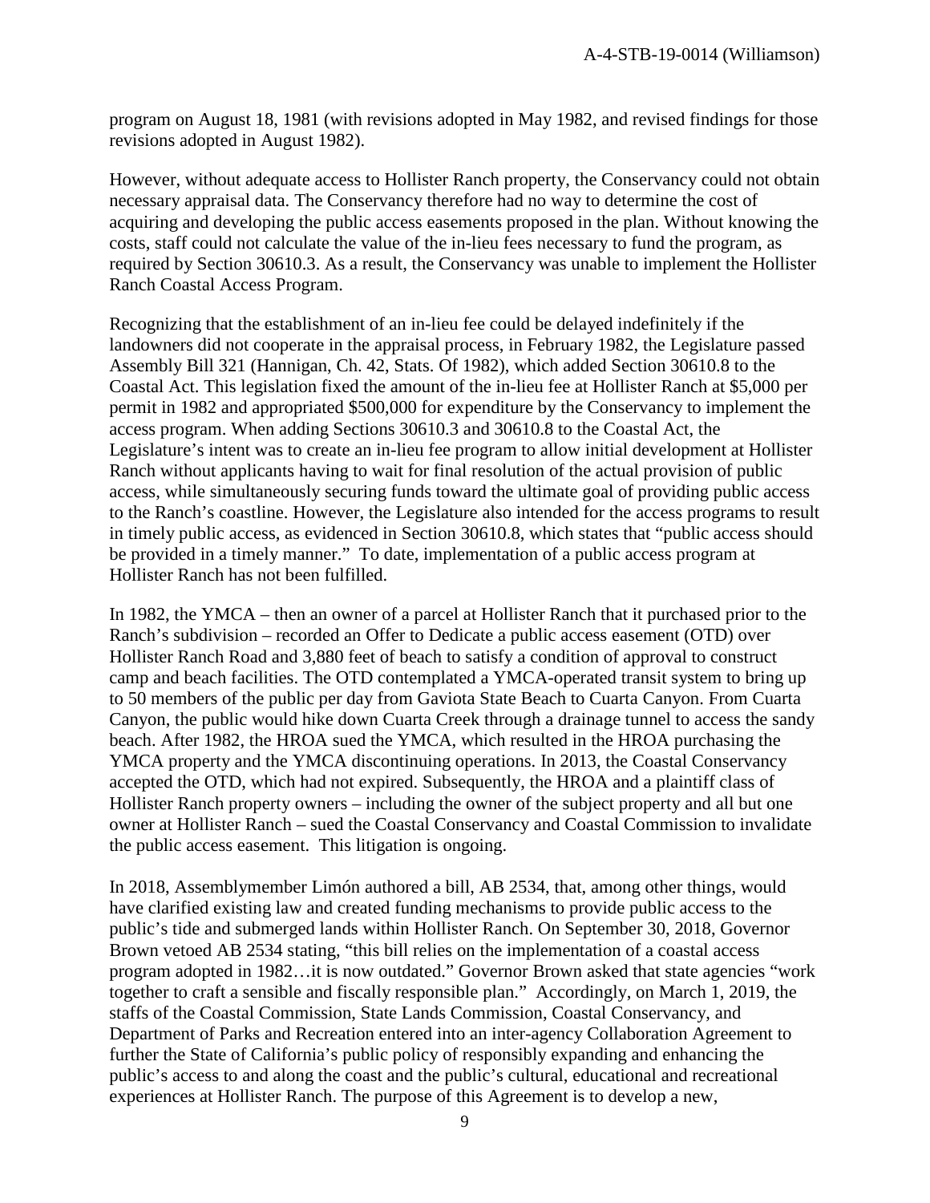program on August 18, 1981 (with revisions adopted in May 1982, and revised findings for those revisions adopted in August 1982).

However, without adequate access to Hollister Ranch property, the Conservancy could not obtain necessary appraisal data. The Conservancy therefore had no way to determine the cost of acquiring and developing the public access easements proposed in the plan. Without knowing the costs, staff could not calculate the value of the in-lieu fees necessary to fund the program, as required by Section 30610.3. As a result, the Conservancy was unable to implement the Hollister Ranch Coastal Access Program.

Recognizing that the establishment of an in-lieu fee could be delayed indefinitely if the landowners did not cooperate in the appraisal process, in February 1982, the Legislature passed Assembly Bill 321 (Hannigan, Ch. 42, Stats. Of 1982), which added Section 30610.8 to the Coastal Act. This legislation fixed the amount of the in-lieu fee at Hollister Ranch at $5,000 per permit in 1982 and appropriated $500,000 for expenditure by the Conservancy to implement the access program. When adding Sections 30610.3 and 30610.8 to the Coastal Act, the Legislature's intent was to create an in-lieu fee program to allow initial development at Hollister Ranch without applicants having to wait for final resolution of the actual provision of public access, while simultaneously securing funds toward the ultimate goal of providing public access to the Ranch's coastline. However, the Legislature also intended for the access programs to result in timely public access, as evidenced in Section 30610.8, which states that "public access should be provided in a timely manner." To date, implementation of a public access program at Hollister Ranch has not been fulfilled.

In 1982, the YMCA – then an owner of a parcel at Hollister Ranch that it purchased prior to the Ranch's subdivision – recorded an Offer to Dedicate a public access easement (OTD) over Hollister Ranch Road and 3,880 feet of beach to satisfy a condition of approval to construct camp and beach facilities. The OTD contemplated a YMCA-operated transit system to bring up to 50 members of the public per day from Gaviota State Beach to Cuarta Canyon. From Cuarta Canyon, the public would hike down Cuarta Creek through a drainage tunnel to access the sandy beach. After 1982, the HROA sued the YMCA, which resulted in the HROA purchasing the YMCA property and the YMCA discontinuing operations. In 2013, the Coastal Conservancy accepted the OTD, which had not expired. Subsequently, the HROA and a plaintiff class of Hollister Ranch property owners – including the owner of the subject property and all but one owner at Hollister Ranch – sued the Coastal Conservancy and Coastal Commission to invalidate the public access easement. This litigation is ongoing.

In 2018, Assemblymember Limón authored a bill, AB 2534, that, among other things, would have clarified existing law and created funding mechanisms to provide public access to the public's tide and submerged lands within Hollister Ranch. On September 30, 2018, Governor Brown vetoed AB 2534 stating, "this bill relies on the implementation of a coastal access program adopted in 1982…it is now outdated." Governor Brown asked that state agencies "work together to craft a sensible and fiscally responsible plan." Accordingly, on March 1, 2019, the staffs of the Coastal Commission, State Lands Commission, Coastal Conservancy, and Department of Parks and Recreation entered into an inter-agency Collaboration Agreement to further the State of California's public policy of responsibly expanding and enhancing the public's access to and along the coast and the public's cultural, educational and recreational experiences at Hollister Ranch. The purpose of this Agreement is to develop a new,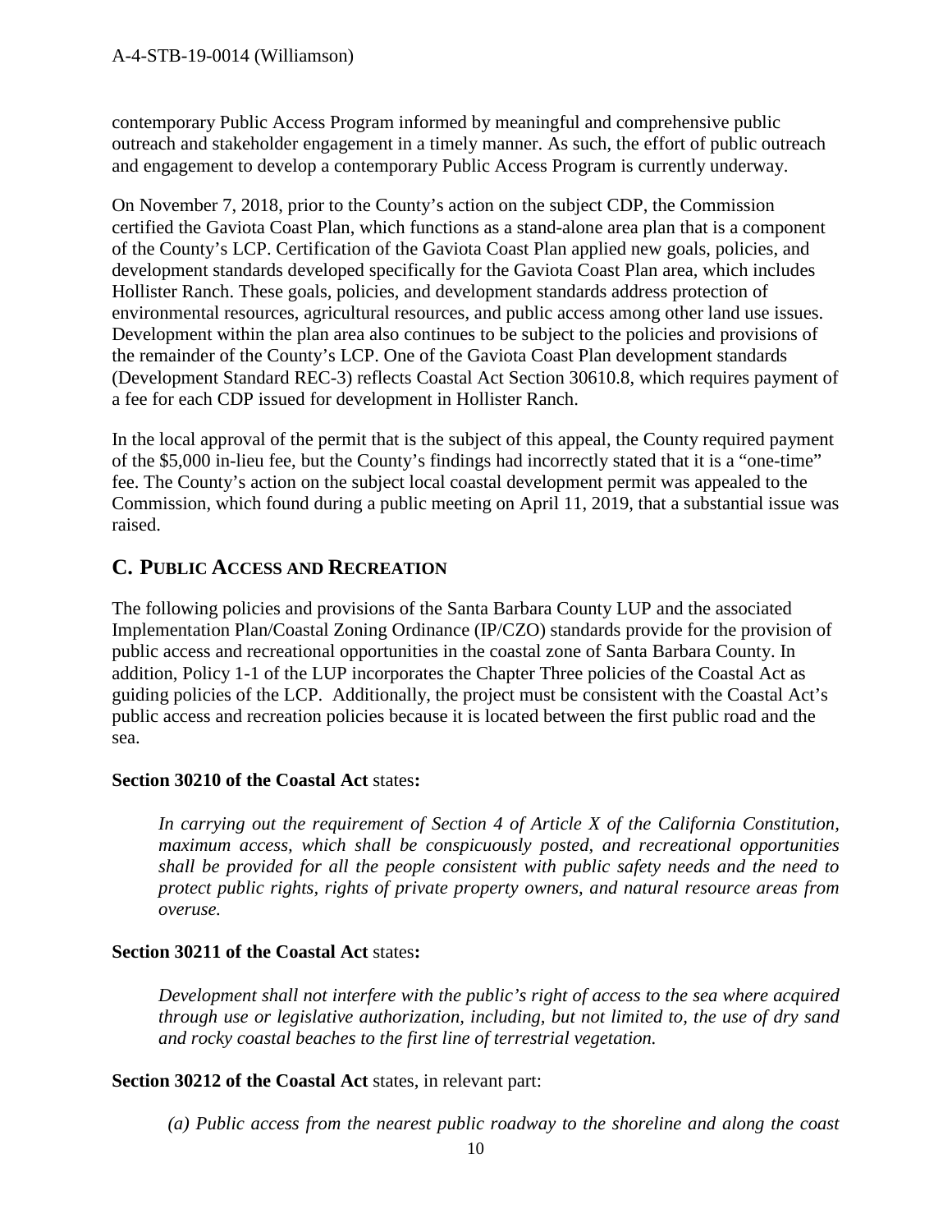contemporary Public Access Program informed by meaningful and comprehensive public outreach and stakeholder engagement in a timely manner. As such, the effort of public outreach and engagement to develop a contemporary Public Access Program is currently underway.

On November 7, 2018, prior to the County's action on the subject CDP, the Commission certified the Gaviota Coast Plan, which functions as a stand-alone area plan that is a component of the County's LCP. Certification of the Gaviota Coast Plan applied new goals, policies, and development standards developed specifically for the Gaviota Coast Plan area, which includes Hollister Ranch. These goals, policies, and development standards address protection of environmental resources, agricultural resources, and public access among other land use issues. Development within the plan area also continues to be subject to the policies and provisions of the remainder of the County's LCP. One of the Gaviota Coast Plan development standards (Development Standard REC-3) reflects Coastal Act Section 30610.8, which requires payment of a fee for each CDP issued for development in Hollister Ranch.

In the local approval of the permit that is the subject of this appeal, the County required payment of the $5,000 in-lieu fee, but the County's findings had incorrectly stated that it is a "one-time" fee. The County's action on the subject local coastal development permit was appealed to the Commission, which found during a public meeting on April 11, 2019, that a substantial issue was raised.

## C. PUBLIC ACCESS AND RECREATION

The following policies and provisions of the Santa Barbara County LUP and the associated Implementation Plan/Coastal Zoning Ordinance (IP/CZO) standards provide for the provision of public access and recreational opportunities in the coastal zone of Santa Barbara County. In addition, Policy 1-1 of the LUP incorporates the Chapter Three policies of the Coastal Act as guiding policies of the LCP. Additionally, the project must be consistent with the Coastal Act's public access and recreation policies because it is located between the first public road and the sea.

**Section 30210 of the Coastal Act** states**:**

> *In carrying out the requirement of Section 4 of Article X of the California Constitution, maximum access, which shall be conspicuously posted, and recreational opportunities shall be provided for all the people consistent with public safety needs and the need to protect public rights, rights of private property owners, and natural resource areas from overuse.*

**Section 30211 of the Coastal Act** states**:**

> *Development shall not interfere with the public's right of access to the sea where acquired through use or legislative authorization, including, but not limited to, the use of dry sand and rocky coastal beaches to the first line of terrestrial vegetation.*

**Section 30212 of the Coastal Act** states, in relevant part:

> *(a) Public access from the nearest public roadway to the shoreline and along the coast*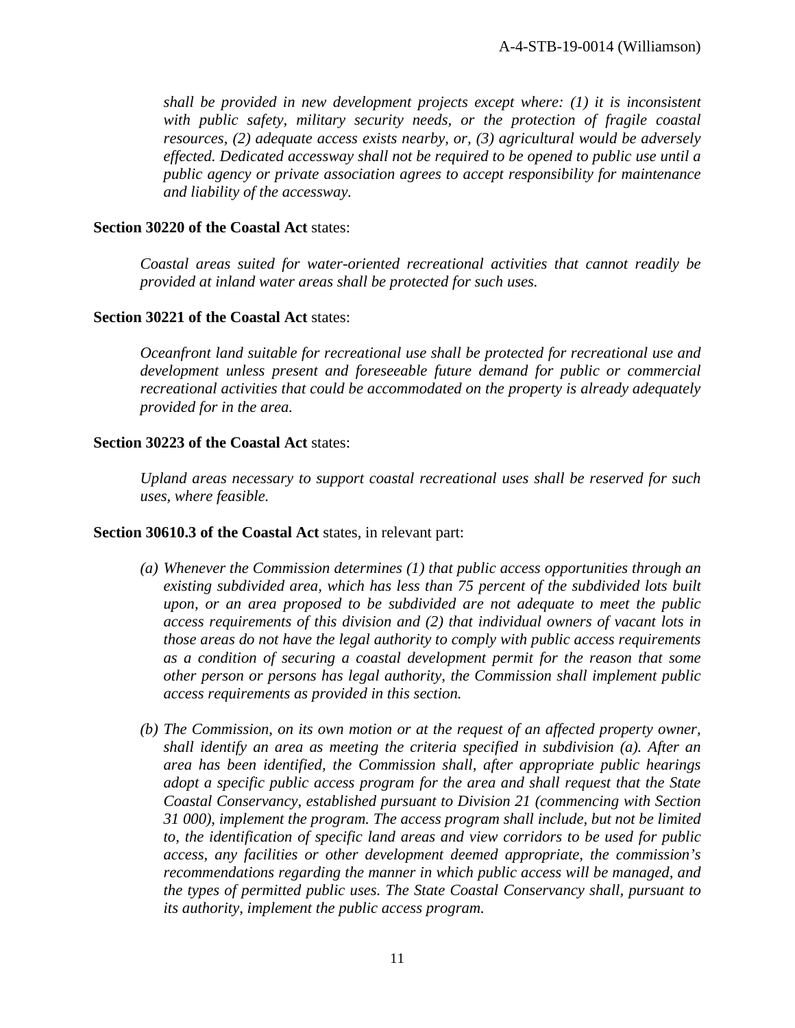*shall be provided in new development projects except where: (1) it is inconsistent with public safety, military security needs, or the protection of fragile coastal resources, (2) adequate access exists nearby, or, (3) agricultural would be adversely effected. Dedicated accessway shall not be required to be opened to public use until a public agency or private association agrees to accept responsibility for maintenance and liability of the accessway.*

**Section 30220 of the Coastal Act** states:

*Coastal areas suited for water-oriented recreational activities that cannot readily be provided at inland water areas shall be protected for such uses.*

**Section 30221 of the Coastal Act** states:

*Oceanfront land suitable for recreational use shall be protected for recreational use and development unless present and foreseeable future demand for public or commercial recreational activities that could be accommodated on the property is already adequately provided for in the area.*

**Section 30223 of the Coastal Act** states:

*Upland areas necessary to support coastal recreational uses shall be reserved for such uses, where feasible.*

**Section 30610.3 of the Coastal Act** states, in relevant part:

*(a) Whenever the Commission determines (1) that public access opportunities through an existing subdivided area, which has less than 75 percent of the subdivided lots built upon, or an area proposed to be subdivided are not adequate to meet the public access requirements of this division and (2) that individual owners of vacant lots in those areas do not have the legal authority to comply with public access requirements as a condition of securing a coastal development permit for the reason that some other person or persons has legal authority, the Commission shall implement public access requirements as provided in this section.*

*(b) The Commission, on its own motion or at the request of an affected property owner, shall identify an area as meeting the criteria specified in subdivision (a). After an area has been identified, the Commission shall, after appropriate public hearings adopt a specific public access program for the area and shall request that the State Coastal Conservancy, established pursuant to Division 21 (commencing with Section 31 000), implement the program. The access program shall include, but not be limited to, the identification of specific land areas and view corridors to be used for public access, any facilities or other development deemed appropriate, the commission's recommendations regarding the manner in which public access will be managed, and the types of permitted public uses. The State Coastal Conservancy shall, pursuant to its authority, implement the public access program.*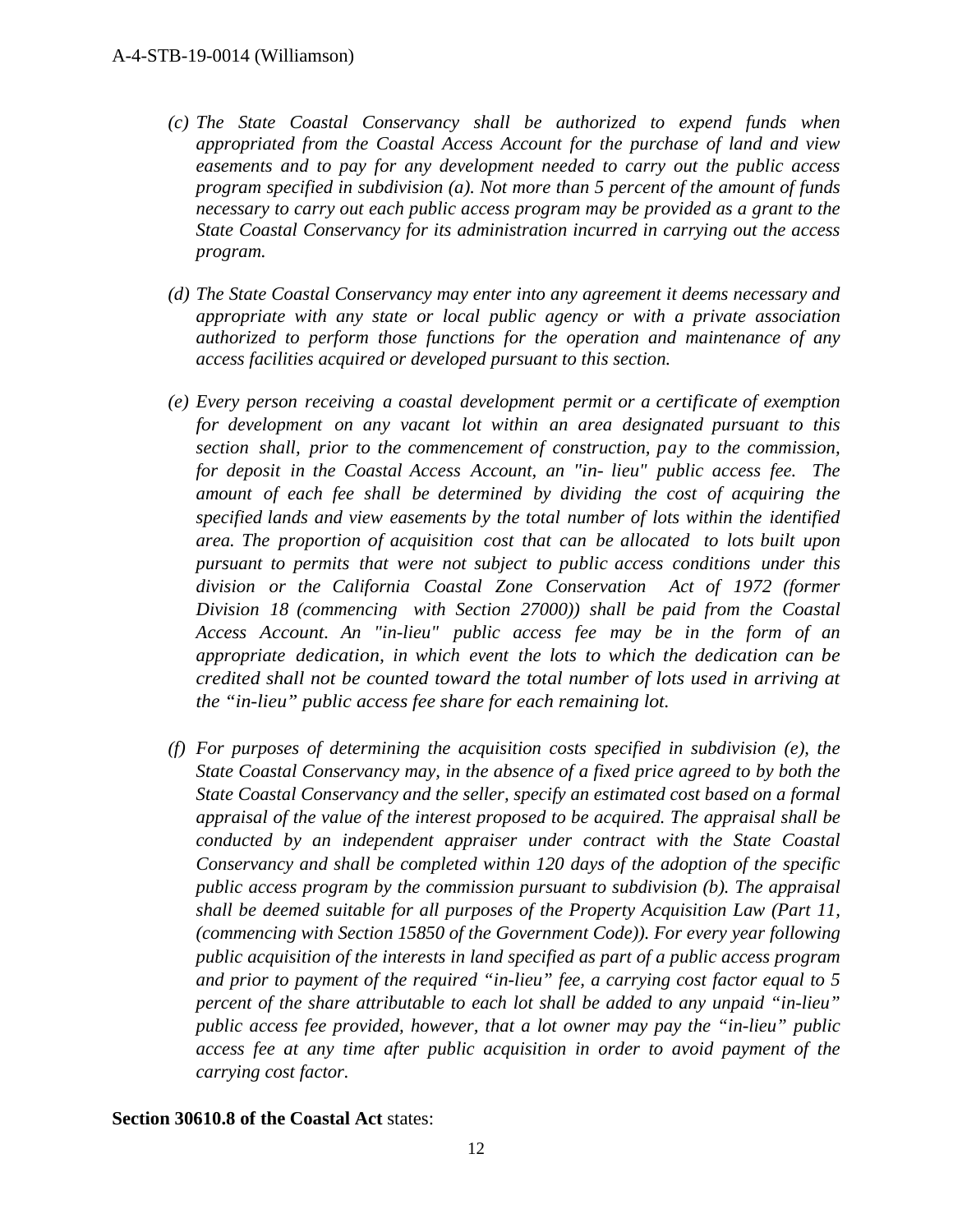*(c) The State Coastal Conservancy shall be authorized to expend funds when appropriated from the Coastal Access Account for the purchase of land and view easements and to pay for any development needed to carry out the public access program specified in subdivision (a). Not more than 5 percent of the amount of funds necessary to carry out each public access program may be provided as a grant to the State Coastal Conservancy for its administration incurred in carrying out the access program.*

*(d) The State Coastal Conservancy may enter into any agreement it deems necessary and appropriate with any state or local public agency or with a private association authorized to perform those functions for the operation and maintenance of any access facilities acquired or developed pursuant to this section.*

*(e) Every person receiving a coastal development permit or a certificate of exemption for development on any vacant lot within an area designated pursuant to this section shall, prior to the commencement of construction, pay to the commission, for deposit in the Coastal Access Account, an "in- lieu" public access fee. The amount of each fee shall be determined by dividing the cost of acquiring the specified lands and view easements by the total number of lots within the identified area. The proportion of acquisition cost that can be allocated to lots built upon pursuant to permits that were not subject to public access conditions under this division or the California Coastal Zone Conservation Act of 1972 (former Division 18 (commencing with Section 27000)) shall be paid from the Coastal Access Account. An "in-lieu" public access fee may be in the form of an appropriate dedication, in which event the lots to which the dedication can be credited shall not be counted toward the total number of lots used in arriving at the "in-lieu" public access fee share for each remaining lot.*

*(f) For purposes of determining the acquisition costs specified in subdivision (e), the State Coastal Conservancy may, in the absence of a fixed price agreed to by both the State Coastal Conservancy and the seller, specify an estimated cost based on a formal appraisal of the value of the interest proposed to be acquired. The appraisal shall be conducted by an independent appraiser under contract with the State Coastal Conservancy and shall be completed within 120 days of the adoption of the specific public access program by the commission pursuant to subdivision (b). The appraisal shall be deemed suitable for all purposes of the Property Acquisition Law (Part 11, (commencing with Section 15850 of the Government Code)). For every year following public acquisition of the interests in land specified as part of a public access program and prior to payment of the required "in-lieu" fee, a carrying cost factor equal to 5 percent of the share attributable to each lot shall be added to any unpaid "in-lieu" public access fee provided, however, that a lot owner may pay the "in-lieu" public access fee at any time after public acquisition in order to avoid payment of the carrying cost factor.*

**Section 30610.8 of the Coastal Act** states: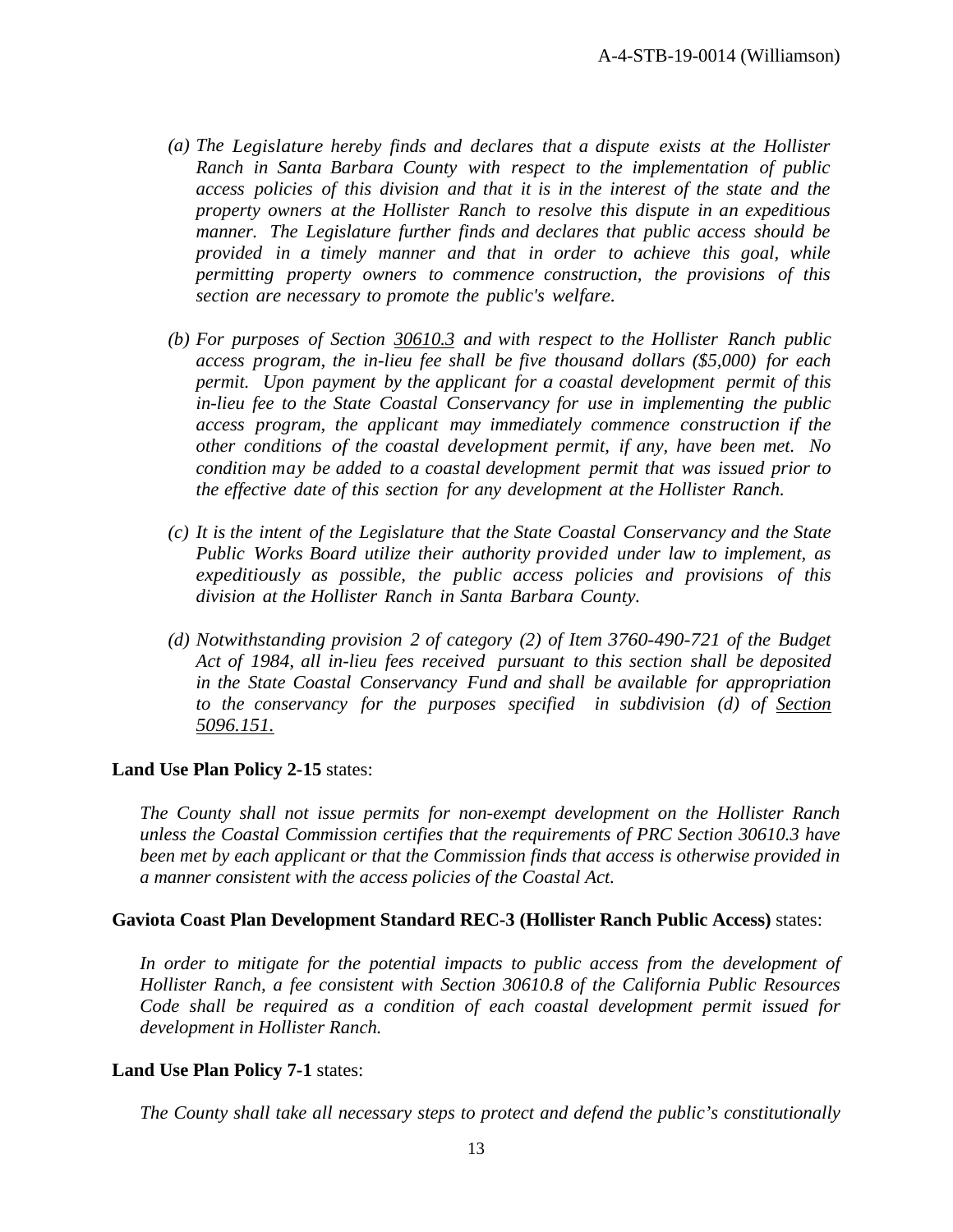*(a) The Legislature hereby finds and declares that a dispute exists at the Hollister Ranch in Santa Barbara County with respect to the implementation of public access policies of this division and that it is in the interest of the state and the property owners at the Hollister Ranch to resolve this dispute in an expeditious manner. The Legislature further finds and declares that public access should be provided in a timely manner and that in order to achieve this goal, while permitting property owners to commence construction, the provisions of this section are necessary to promote the public's welfare.*

*(b) For purposes of Section 30610.3 and with respect to the Hollister Ranch public access program, the in-lieu fee shall be five thousand dollars ($5,000) for each permit. Upon payment by the applicant for a coastal development permit of this in-lieu fee to the State Coastal Conservancy for use in implementing the public access program, the applicant may immediately commence construction if the other conditions of the coastal development permit, if any, have been met. No condition may be added to a coastal development permit that was issued prior to the effective date of this section for any development at the Hollister Ranch.*

*(c) It is the intent of the Legislature that the State Coastal Conservancy and the State Public Works Board utilize their authority provided under law to implement, as expeditiously as possible, the public access policies and provisions of this division at the Hollister Ranch in Santa Barbara County.*

*(d) Notwithstanding provision 2 of category (2) of Item 3760-490-721 of the Budget Act of 1984, all in-lieu fees received pursuant to this section shall be deposited in the State Coastal Conservancy Fund and shall be available for appropriation to the conservancy for the purposes specified in subdivision (d) of Section 5096.151.*

**Land Use Plan Policy 2-15** states:

*The County shall not issue permits for non-exempt development on the Hollister Ranch unless the Coastal Commission certifies that the requirements of PRC Section 30610.3 have been met by each applicant or that the Commission finds that access is otherwise provided in a manner consistent with the access policies of the Coastal Act.*

**Gaviota Coast Plan Development Standard REC-3 (Hollister Ranch Public Access)** states:

*In order to mitigate for the potential impacts to public access from the development of Hollister Ranch, a fee consistent with Section 30610.8 of the California Public Resources Code shall be required as a condition of each coastal development permit issued for development in Hollister Ranch.*

**Land Use Plan Policy 7-1** states:

*The County shall take all necessary steps to protect and defend the public's constitutionally*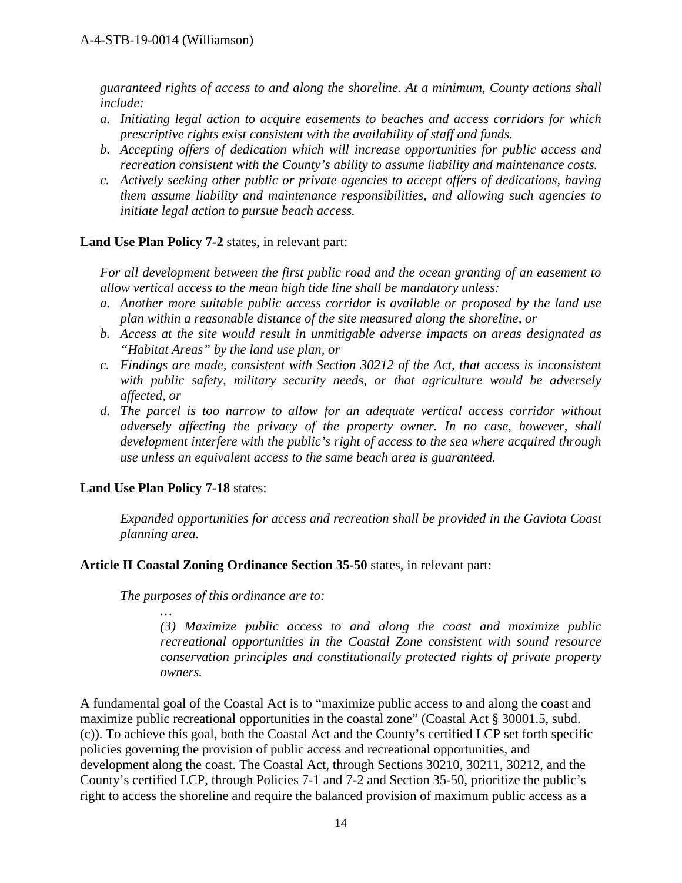*guaranteed rights of access to and along the shoreline. At a minimum, County actions shall include:*

*a. Initiating legal action to acquire easements to beaches and access corridors for which prescriptive rights exist consistent with the availability of staff and funds.*
*b. Accepting offers of dedication which will increase opportunities for public access and recreation consistent with the County's ability to assume liability and maintenance costs.*
*c. Actively seeking other public or private agencies to accept offers of dedications, having them assume liability and maintenance responsibilities, and allowing such agencies to initiate legal action to pursue beach access.*

**Land Use Plan Policy 7-2** states, in relevant part:

*For all development between the first public road and the ocean granting of an easement to allow vertical access to the mean high tide line shall be mandatory unless:*

*a. Another more suitable public access corridor is available or proposed by the land use plan within a reasonable distance of the site measured along the shoreline, or*
*b. Access at the site would result in unmitigable adverse impacts on areas designated as "Habitat Areas" by the land use plan, or*
*c. Findings are made, consistent with Section 30212 of the Act, that access is inconsistent with public safety, military security needs, or that agriculture would be adversely affected, or*
*d. The parcel is too narrow to allow for an adequate vertical access corridor without adversely affecting the privacy of the property owner. In no case, however, shall development interfere with the public's right of access to the sea where acquired through use unless an equivalent access to the same beach area is guaranteed.*

**Land Use Plan Policy 7-18** states:

> *Expanded opportunities for access and recreation shall be provided in the Gaviota Coast planning area.*

**Article II Coastal Zoning Ordinance Section 35-50** states, in relevant part:

> *The purposes of this ordinance are to:*
>
> > *…*
> >
> > *(3) Maximize public access to and along the coast and maximize public recreational opportunities in the Coastal Zone consistent with sound resource conservation principles and constitutionally protected rights of private property owners.*

A fundamental goal of the Coastal Act is to "maximize public access to and along the coast and maximize public recreational opportunities in the coastal zone" (Coastal Act § 30001.5, subd. (c)). To achieve this goal, both the Coastal Act and the County's certified LCP set forth specific policies governing the provision of public access and recreational opportunities, and development along the coast. The Coastal Act, through Sections 30210, 30211, 30212, and the County's certified LCP, through Policies 7-1 and 7-2 and Section 35-50, prioritize the public's right to access the shoreline and require the balanced provision of maximum public access as a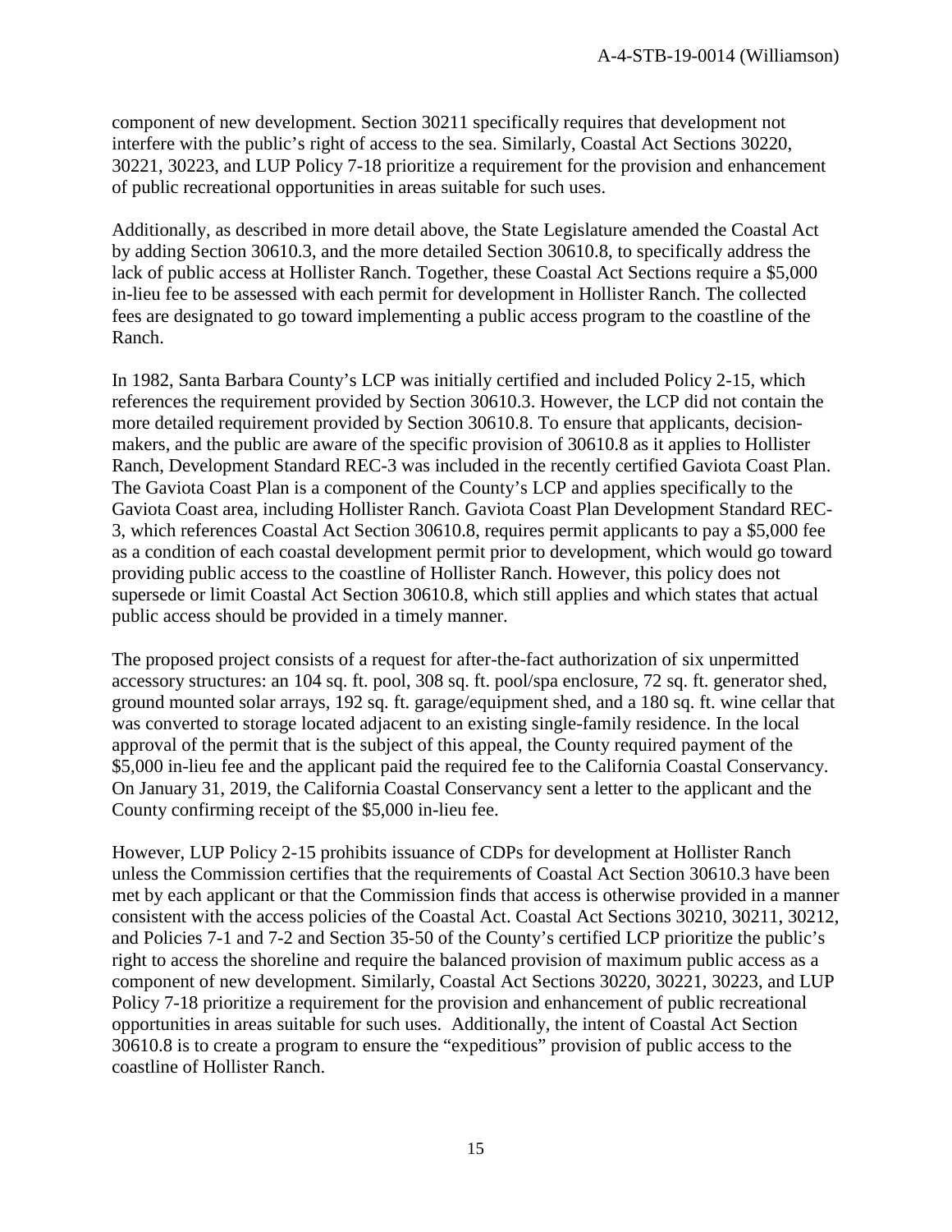component of new development. Section 30211 specifically requires that development not interfere with the public's right of access to the sea. Similarly, Coastal Act Sections 30220, 30221, 30223, and LUP Policy 7-18 prioritize a requirement for the provision and enhancement of public recreational opportunities in areas suitable for such uses.

Additionally, as described in more detail above, the State Legislature amended the Coastal Act by adding Section 30610.3, and the more detailed Section 30610.8, to specifically address the lack of public access at Hollister Ranch. Together, these Coastal Act Sections require a $5,000 in-lieu fee to be assessed with each permit for development in Hollister Ranch. The collected fees are designated to go toward implementing a public access program to the coastline of the Ranch.

In 1982, Santa Barbara County's LCP was initially certified and included Policy 2-15, which references the requirement provided by Section 30610.3. However, the LCP did not contain the more detailed requirement provided by Section 30610.8. To ensure that applicants, decision-makers, and the public are aware of the specific provision of 30610.8 as it applies to Hollister Ranch, Development Standard REC-3 was included in the recently certified Gaviota Coast Plan. The Gaviota Coast Plan is a component of the County's LCP and applies specifically to the Gaviota Coast area, including Hollister Ranch. Gaviota Coast Plan Development Standard REC-3, which references Coastal Act Section 30610.8, requires permit applicants to pay a $5,000 fee as a condition of each coastal development permit prior to development, which would go toward providing public access to the coastline of Hollister Ranch. However, this policy does not supersede or limit Coastal Act Section 30610.8, which still applies and which states that actual public access should be provided in a timely manner.

The proposed project consists of a request for after-the-fact authorization of six unpermitted accessory structures: an 104 sq. ft. pool, 308 sq. ft. pool/spa enclosure, 72 sq. ft. generator shed, ground mounted solar arrays, 192 sq. ft. garage/equipment shed, and a 180 sq. ft. wine cellar that was converted to storage located adjacent to an existing single-family residence. In the local approval of the permit that is the subject of this appeal, the County required payment of the $5,000 in-lieu fee and the applicant paid the required fee to the California Coastal Conservancy. On January 31, 2019, the California Coastal Conservancy sent a letter to the applicant and the County confirming receipt of the $5,000 in-lieu fee.

However, LUP Policy 2-15 prohibits issuance of CDPs for development at Hollister Ranch unless the Commission certifies that the requirements of Coastal Act Section 30610.3 have been met by each applicant or that the Commission finds that access is otherwise provided in a manner consistent with the access policies of the Coastal Act. Coastal Act Sections 30210, 30211, 30212, and Policies 7-1 and 7-2 and Section 35-50 of the County's certified LCP prioritize the public's right to access the shoreline and require the balanced provision of maximum public access as a component of new development. Similarly, Coastal Act Sections 30220, 30221, 30223, and LUP Policy 7-18 prioritize a requirement for the provision and enhancement of public recreational opportunities in areas suitable for such uses. Additionally, the intent of Coastal Act Section 30610.8 is to create a program to ensure the "expeditious" provision of public access to the coastline of Hollister Ranch.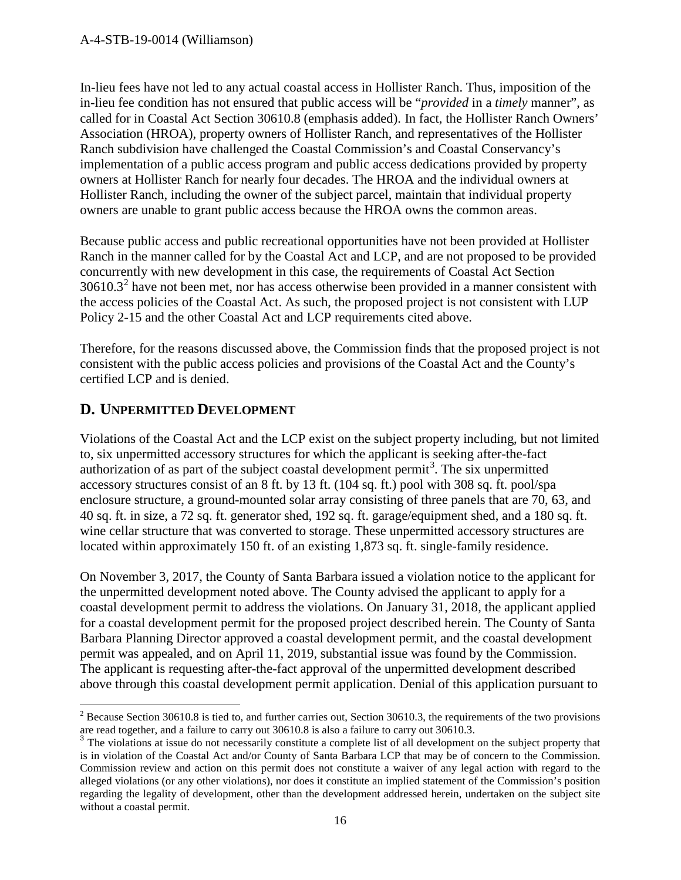In-lieu fees have not led to any actual coastal access in Hollister Ranch. Thus, imposition of the in-lieu fee condition has not ensured that public access will be "*provided* in a *timely* manner", as called for in Coastal Act Section 30610.8 (emphasis added). In fact, the Hollister Ranch Owners' Association (HROA), property owners of Hollister Ranch, and representatives of the Hollister Ranch subdivision have challenged the Coastal Commission's and Coastal Conservancy's implementation of a public access program and public access dedications provided by property owners at Hollister Ranch for nearly four decades. The HROA and the individual owners at Hollister Ranch, including the owner of the subject parcel, maintain that individual property owners are unable to grant public access because the HROA owns the common areas.

Because public access and public recreational opportunities have not been provided at Hollister Ranch in the manner called for by the Coastal Act and LCP, and are not proposed to be provided concurrently with new development in this case, the requirements of Coastal Act Section 30610.3[2] have not been met, nor has access otherwise been provided in a manner consistent with the access policies of the Coastal Act. As such, the proposed project is not consistent with LUP Policy 2-15 and the other Coastal Act and LCP requirements cited above.

Therefore, for the reasons discussed above, the Commission finds that the proposed project is not consistent with the public access policies and provisions of the Coastal Act and the County's certified LCP and is denied.

## D. Unpermitted Development

Violations of the Coastal Act and the LCP exist on the subject property including, but not limited to, six unpermitted accessory structures for which the applicant is seeking after-the-fact authorization of as part of the subject coastal development permit[3]. The six unpermitted accessory structures consist of an 8 ft. by 13 ft. (104 sq. ft.) pool with 308 sq. ft. pool/spa enclosure structure, a ground-mounted solar array consisting of three panels that are 70, 63, and 40 sq. ft. in size, a 72 sq. ft. generator shed, 192 sq. ft. garage/equipment shed, and a 180 sq. ft. wine cellar structure that was converted to storage. These unpermitted accessory structures are located within approximately 150 ft. of an existing 1,873 sq. ft. single-family residence.

On November 3, 2017, the County of Santa Barbara issued a violation notice to the applicant for the unpermitted development noted above. The County advised the applicant to apply for a coastal development permit to address the violations. On January 31, 2018, the applicant applied for a coastal development permit for the proposed project described herein. The County of Santa Barbara Planning Director approved a coastal development permit, and the coastal development permit was appealed, and on April 11, 2019, substantial issue was found by the Commission. The applicant is requesting after-the-fact approval of the unpermitted development described above through this coastal development permit application. Denial of this application pursuant to

---

[2] Because Section 30610.8 is tied to, and further carries out, Section 30610.3, the requirements of the two provisions are read together, and a failure to carry out 30610.8 is also a failure to carry out 30610.3.

[3] The violations at issue do not necessarily constitute a complete list of all development on the subject property that is in violation of the Coastal Act and/or County of Santa Barbara LCP that may be of concern to the Commission. Commission review and action on this permit does not constitute a waiver of any legal action with regard to the alleged violations (or any other violations), nor does it constitute an implied statement of the Commission's position regarding the legality of development, other than the development addressed herein, undertaken on the subject site without a coastal permit.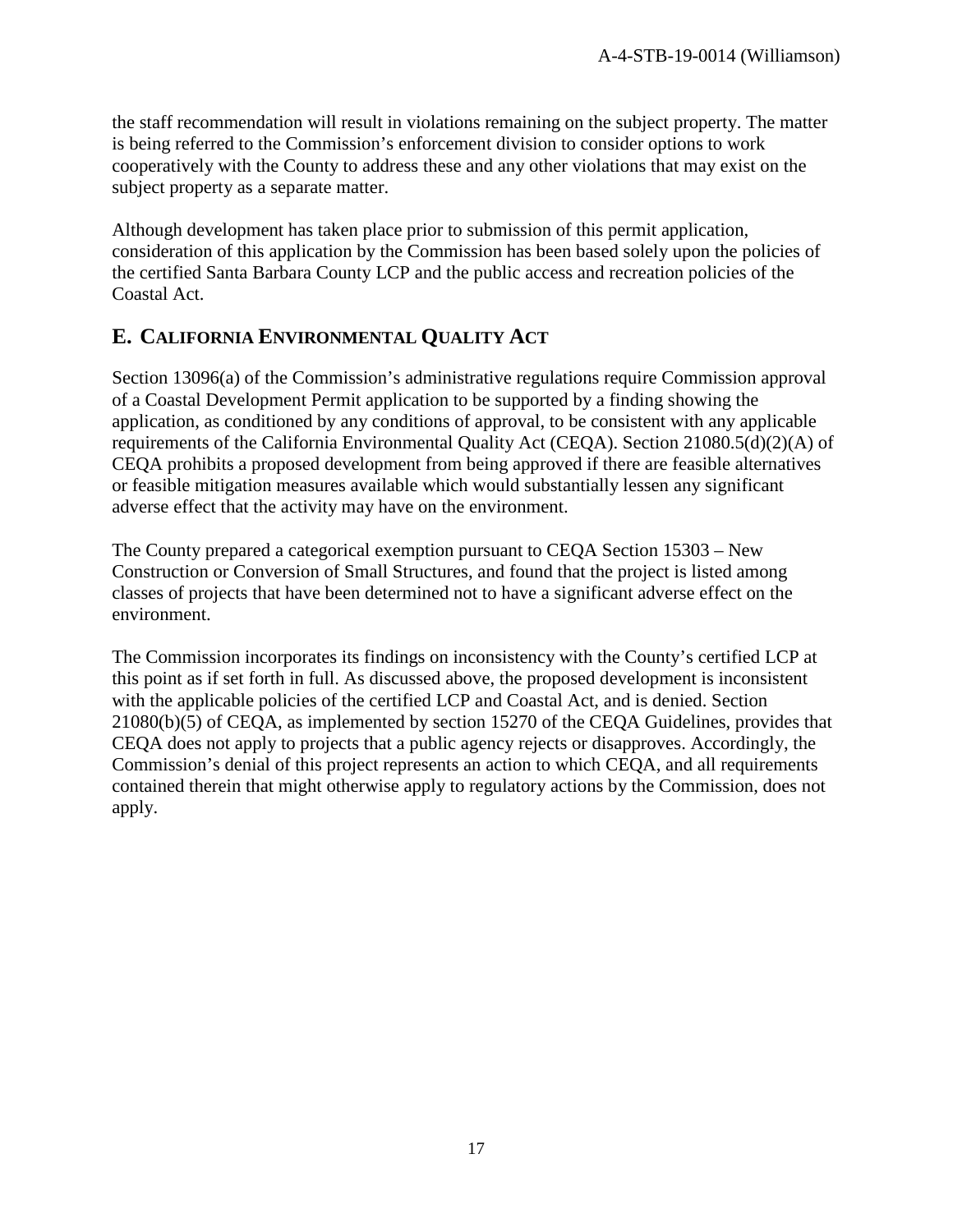the staff recommendation will result in violations remaining on the subject property. The matter is being referred to the Commission's enforcement division to consider options to work cooperatively with the County to address these and any other violations that may exist on the subject property as a separate matter.

Although development has taken place prior to submission of this permit application, consideration of this application by the Commission has been based solely upon the policies of the certified Santa Barbara County LCP and the public access and recreation policies of the Coastal Act.

## E. CALIFORNIA ENVIRONMENTAL QUALITY ACT

Section 13096(a) of the Commission's administrative regulations require Commission approval of a Coastal Development Permit application to be supported by a finding showing the application, as conditioned by any conditions of approval, to be consistent with any applicable requirements of the California Environmental Quality Act (CEQA). Section 21080.5(d)(2)(A) of CEQA prohibits a proposed development from being approved if there are feasible alternatives or feasible mitigation measures available which would substantially lessen any significant adverse effect that the activity may have on the environment.

The County prepared a categorical exemption pursuant to CEQA Section 15303 – New Construction or Conversion of Small Structures, and found that the project is listed among classes of projects that have been determined not to have a significant adverse effect on the environment.

The Commission incorporates its findings on inconsistency with the County's certified LCP at this point as if set forth in full. As discussed above, the proposed development is inconsistent with the applicable policies of the certified LCP and Coastal Act, and is denied. Section 21080(b)(5) of CEQA, as implemented by section 15270 of the CEQA Guidelines, provides that CEQA does not apply to projects that a public agency rejects or disapproves. Accordingly, the Commission's denial of this project represents an action to which CEQA, and all requirements contained therein that might otherwise apply to regulatory actions by the Commission, does not apply.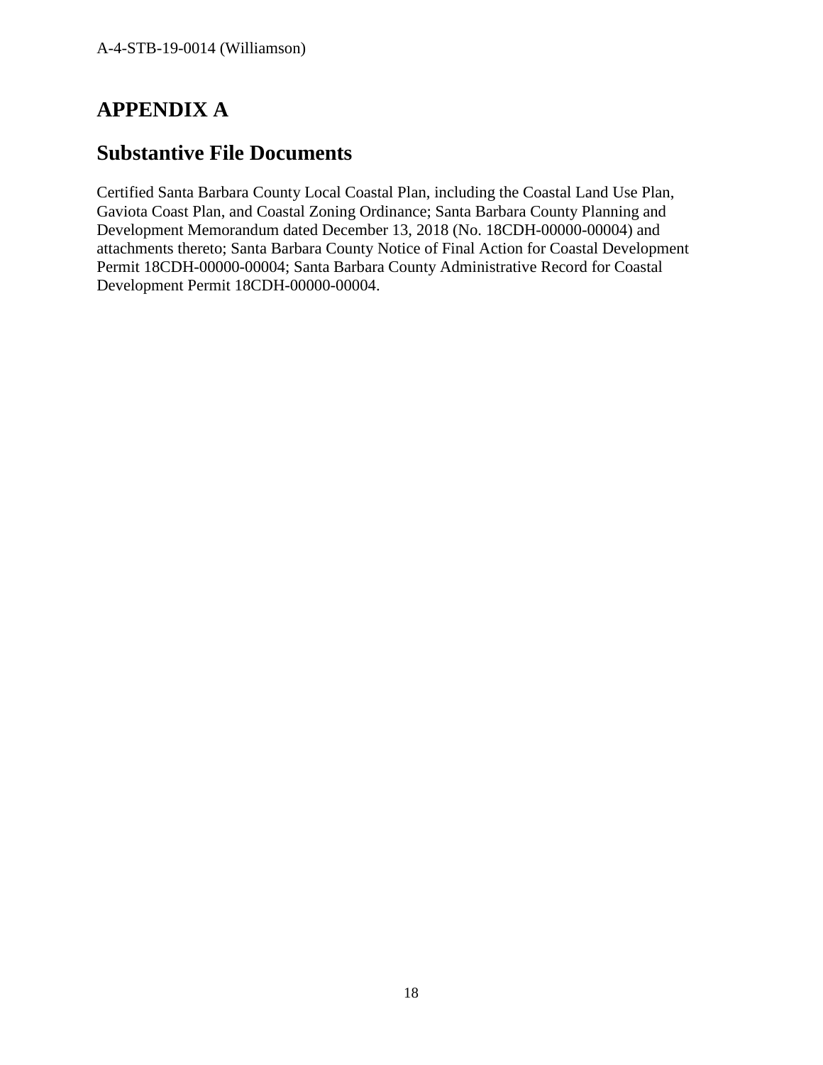# APPENDIX A

## Substantive File Documents

Certified Santa Barbara County Local Coastal Plan, including the Coastal Land Use Plan, Gaviota Coast Plan, and Coastal Zoning Ordinance; Santa Barbara County Planning and Development Memorandum dated December 13, 2018 (No. 18CDH-00000-00004) and attachments thereto; Santa Barbara County Notice of Final Action for Coastal Development Permit 18CDH-00000-00004; Santa Barbara County Administrative Record for Coastal Development Permit 18CDH-00000-00004.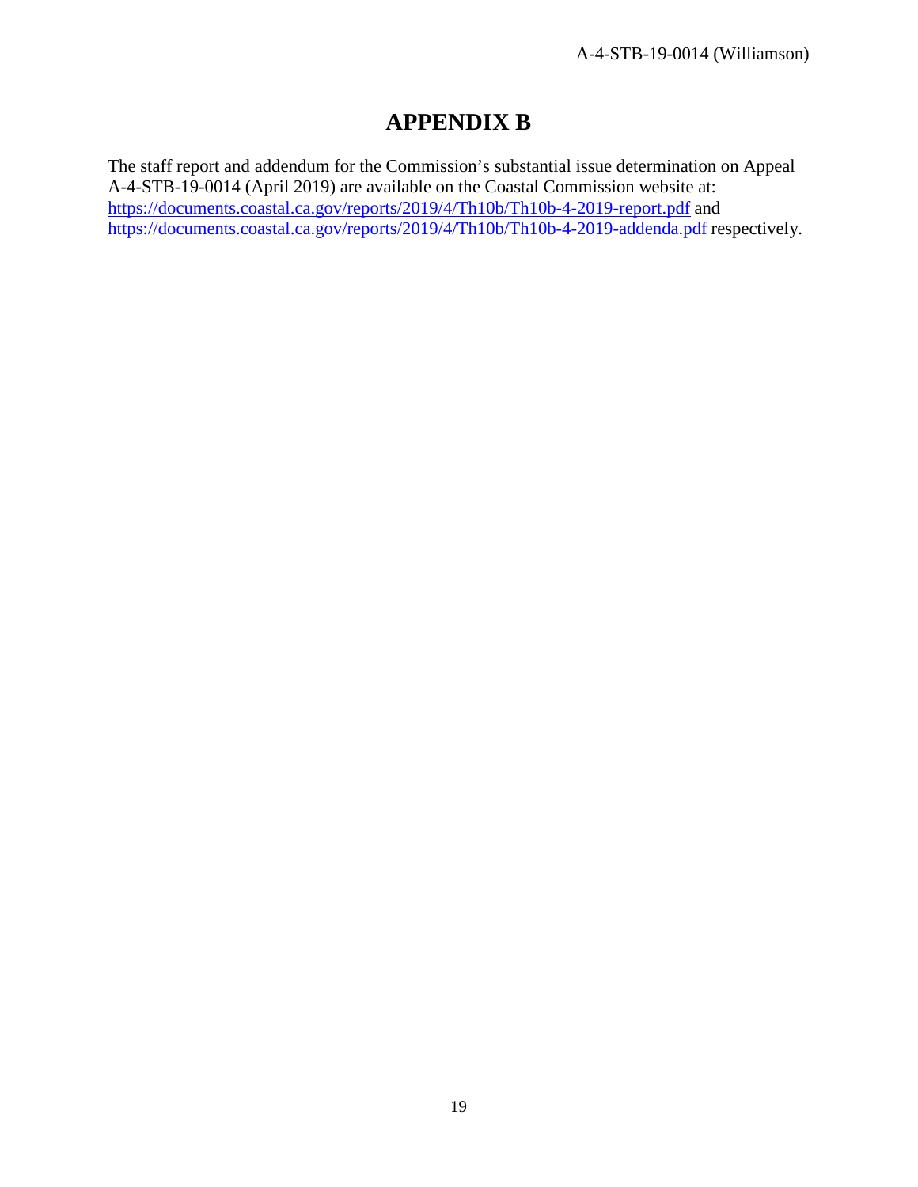# APPENDIX B

The staff report and addendum for the Commission's substantial issue determination on Appeal A-4-STB-19-0014 (April 2019) are available on the Coastal Commission website at: https://documents.coastal.ca.gov/reports/2019/4/Th10b/Th10b-4-2019-report.pdf and https://documents.coastal.ca.gov/reports/2019/4/Th10b/Th10b-4-2019-addenda.pdf respectively.